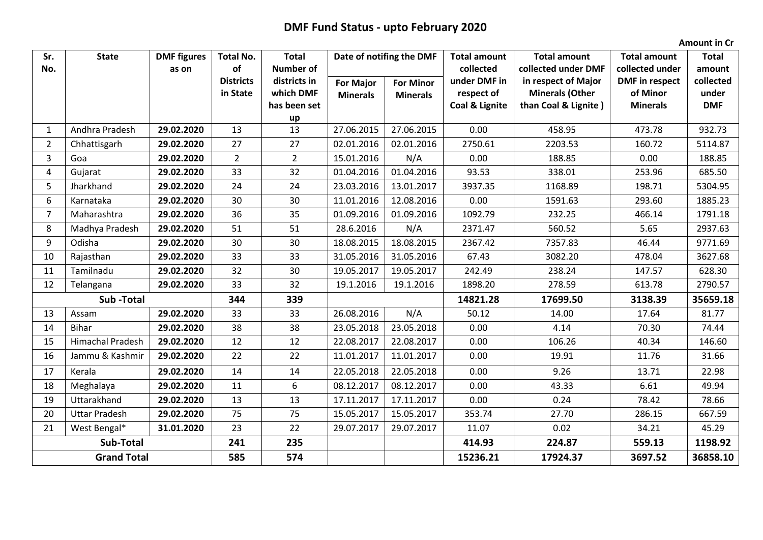# DMF Fund Status - upto February 2020

**Amount in Cr**

| Sr. No. | State | DMF figures as on | Total No. of Districts in State | Total Number of districts in which DMF has been set up | Date of notifing the DMF | | Total amount collected under DMF in respect of Coal & Lignite | Total amount collected under DMF in respect of Major Minerals (Other than Coal & Lignite ) | Total amount collected under DMF in respect of Minor Minerals | Total amount collected under DMF |
|---|---|---|---|---|---|---|---|---|---|---|
| | | | | | For Major Minerals | For Minor Minerals | | | | |
| 1 | Andhra Pradesh | **29.02.2020** | 13 | 13 | 27.06.2015 | 27.06.2015 | 0.00 | 458.95 | 473.78 | 932.73 |
| 2 | Chhattisgarh | **29.02.2020** | 27 | 27 | 02.01.2016 | 02.01.2016 | 2750.61 | 2203.53 | 160.72 | 5114.87 |
| 3 | Goa | **29.02.2020** | 2 | 2 | 15.01.2016 | N/A | 0.00 | 188.85 | 0.00 | 188.85 |
| 4 | Gujarat | **29.02.2020** | 33 | 32 | 01.04.2016 | 01.04.2016 | 93.53 | 338.01 | 253.96 | 685.50 |
| 5 | Jharkhand | **29.02.2020** | 24 | 24 | 23.03.2016 | 13.01.2017 | 3937.35 | 1168.89 | 198.71 | 5304.95 |
| 6 | Karnataka | **29.02.2020** | 30 | 30 | 11.01.2016 | 12.08.2016 | 0.00 | 1591.63 | 293.60 | 1885.23 |
| 7 | Maharashtra | **29.02.2020** | 36 | 35 | 01.09.2016 | 01.09.2016 | 1092.79 | 232.25 | 466.14 | 1791.18 |
| 8 | Madhya Pradesh | **29.02.2020** | 51 | 51 | 28.6.2016 | N/A | 2371.47 | 560.52 | 5.65 | 2937.63 |
| 9 | Odisha | **29.02.2020** | 30 | 30 | 18.08.2015 | 18.08.2015 | 2367.42 | 7357.83 | 46.44 | 9771.69 |
| 10 | Rajasthan | **29.02.2020** | 33 | 33 | 31.05.2016 | 31.05.2016 | 67.43 | 3082.20 | 478.04 | 3627.68 |
| 11 | Tamilnadu | **29.02.2020** | 32 | 30 | 19.05.2017 | 19.05.2017 | 242.49 | 238.24 | 147.57 | 628.30 |
| 12 | Telangana | **29.02.2020** | 33 | 32 | 19.1.2016 | 19.1.2016 | 1898.20 | 278.59 | 613.78 | 2790.57 |
| **Sub -Total** | | | **344** | **339** | | | **14821.28** | **17699.50** | **3138.39** | **35659.18** |
| 13 | Assam | **29.02.2020** | 33 | 33 | 26.08.2016 | N/A | 50.12 | 14.00 | 17.64 | 81.77 |
| 14 | Bihar | **29.02.2020** | 38 | 38 | 23.05.2018 | 23.05.2018 | 0.00 | 4.14 | 70.30 | 74.44 |
| 15 | Himachal Pradesh | **29.02.2020** | 12 | 12 | 22.08.2017 | 22.08.2017 | 0.00 | 106.26 | 40.34 | 146.60 |
| 16 | Jammu & Kashmir | **29.02.2020** | 22 | 22 | 11.01.2017 | 11.01.2017 | 0.00 | 19.91 | 11.76 | 31.66 |
| 17 | Kerala | **29.02.2020** | 14 | 14 | 22.05.2018 | 22.05.2018 | 0.00 | 9.26 | 13.71 | 22.98 |
| 18 | Meghalaya | **29.02.2020** | 11 | 6 | 08.12.2017 | 08.12.2017 | 0.00 | 43.33 | 6.61 | 49.94 |
| 19 | Uttarakhand | **29.02.2020** | 13 | 13 | 17.11.2017 | 17.11.2017 | 0.00 | 0.24 | 78.42 | 78.66 |
| 20 | Uttar Pradesh | **29.02.2020** | 75 | 75 | 15.05.2017 | 15.05.2017 | 353.74 | 27.70 | 286.15 | 667.59 |
| 21 | West Bengal* | **31.01.2020** | 23 | 22 | 29.07.2017 | 29.07.2017 | 11.07 | 0.02 | 34.21 | 45.29 |
| **Sub-Total** | | | **241** | **235** | | | **414.93** | **224.87** | **559.13** | **1198.92** |
| **Grand Total** | | | **585** | **574** | | | **15236.21** | **17924.37** | **3697.52** | **36858.10** |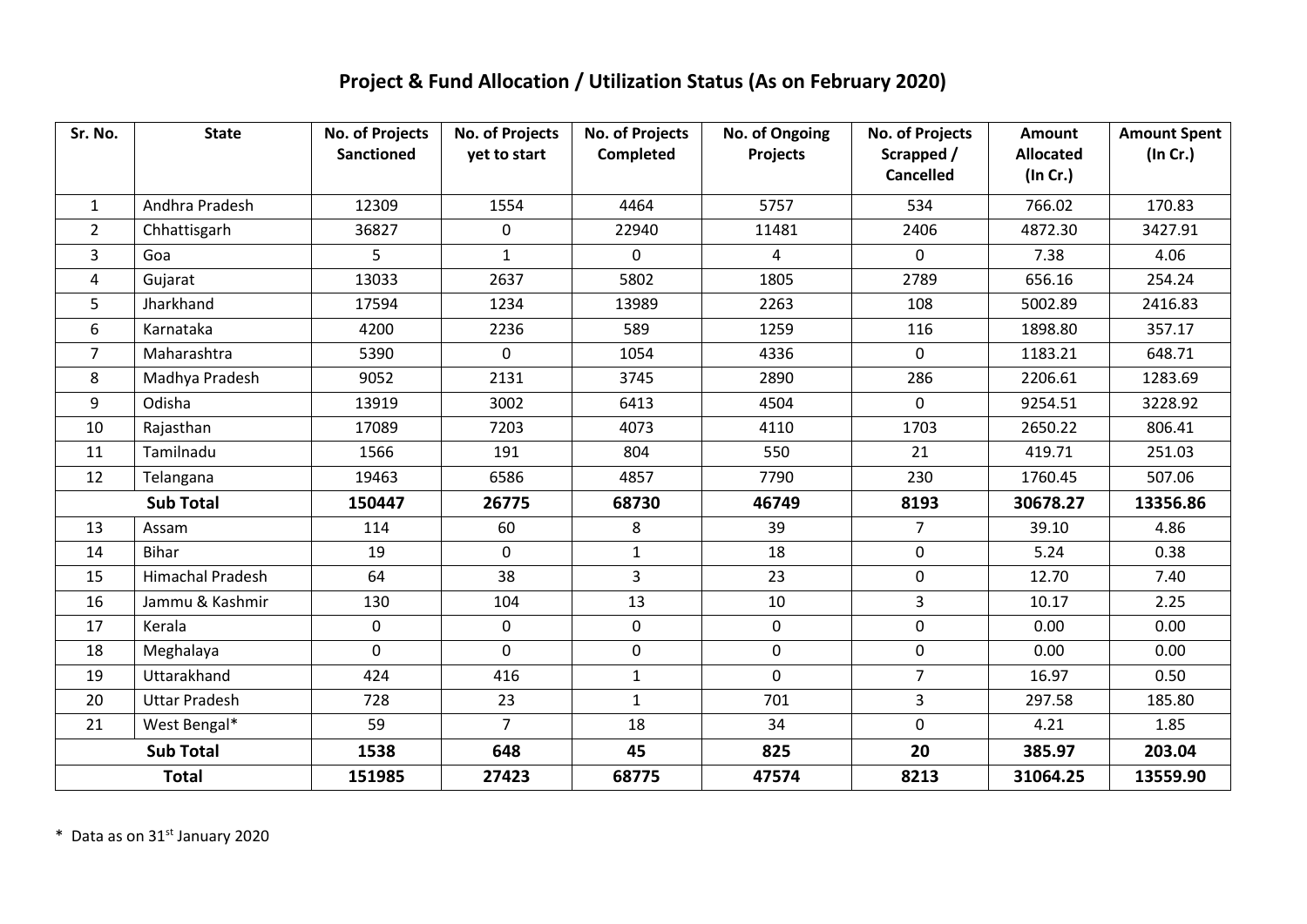## Project & Fund Allocation / Utilization Status (As on February 2020)

| Sr. No. | State | No. of Projects Sanctioned | No. of Projects yet to start | No. of Projects Completed | No. of Ongoing Projects | No. of Projects Scrapped / Cancelled | Amount Allocated (In Cr.) | Amount Spent (In Cr.) |
|---|---|---|---|---|---|---|---|---|
| 1 | Andhra Pradesh | 12309 | 1554 | 4464 | 5757 | 534 | 766.02 | 170.83 |
| 2 | Chhattisgarh | 36827 | 0 | 22940 | 11481 | 2406 | 4872.30 | 3427.91 |
| 3 | Goa | 5 | 1 | 0 | 4 | 0 | 7.38 | 4.06 |
| 4 | Gujarat | 13033 | 2637 | 5802 | 1805 | 2789 | 656.16 | 254.24 |
| 5 | Jharkhand | 17594 | 1234 | 13989 | 2263 | 108 | 5002.89 | 2416.83 |
| 6 | Karnataka | 4200 | 2236 | 589 | 1259 | 116 | 1898.80 | 357.17 |
| 7 | Maharashtra | 5390 | 0 | 1054 | 4336 | 0 | 1183.21 | 648.71 |
| 8 | Madhya Pradesh | 9052 | 2131 | 3745 | 2890 | 286 | 2206.61 | 1283.69 |
| 9 | Odisha | 13919 | 3002 | 6413 | 4504 | 0 | 9254.51 | 3228.92 |
| 10 | Rajasthan | 17089 | 7203 | 4073 | 4110 | 1703 | 2650.22 | 806.41 |
| 11 | Tamilnadu | 1566 | 191 | 804 | 550 | 21 | 419.71 | 251.03 |
| 12 | Telangana | 19463 | 6586 | 4857 | 7790 | 230 | 1760.45 | 507.06 |
| **Sub Total** | | **150447** | **26775** | **68730** | **46749** | **8193** | **30678.27** | **13356.86** |
| 13 | Assam | 114 | 60 | 8 | 39 | 7 | 39.10 | 4.86 |
| 14 | Bihar | 19 | 0 | 1 | 18 | 0 | 5.24 | 0.38 |
| 15 | Himachal Pradesh | 64 | 38 | 3 | 23 | 0 | 12.70 | 7.40 |
| 16 | Jammu & Kashmir | 130 | 104 | 13 | 10 | 3 | 10.17 | 2.25 |
| 17 | Kerala | 0 | 0 | 0 | 0 | 0 | 0.00 | 0.00 |
| 18 | Meghalaya | 0 | 0 | 0 | 0 | 0 | 0.00 | 0.00 |
| 19 | Uttarakhand | 424 | 416 | 1 | 0 | 7 | 16.97 | 0.50 |
| 20 | Uttar Pradesh | 728 | 23 | 1 | 701 | 3 | 297.58 | 185.80 |
| 21 | West Bengal* | 59 | 7 | 18 | 34 | 0 | 4.21 | 1.85 |
| **Sub Total** | | **1538** | **648** | **45** | **825** | **20** | **385.97** | **203.04** |
| **Total** | | **151985** | **27423** | **68775** | **47574** | **8213** | **31064.25** | **13559.90** |

* Data as on 31st January 2020